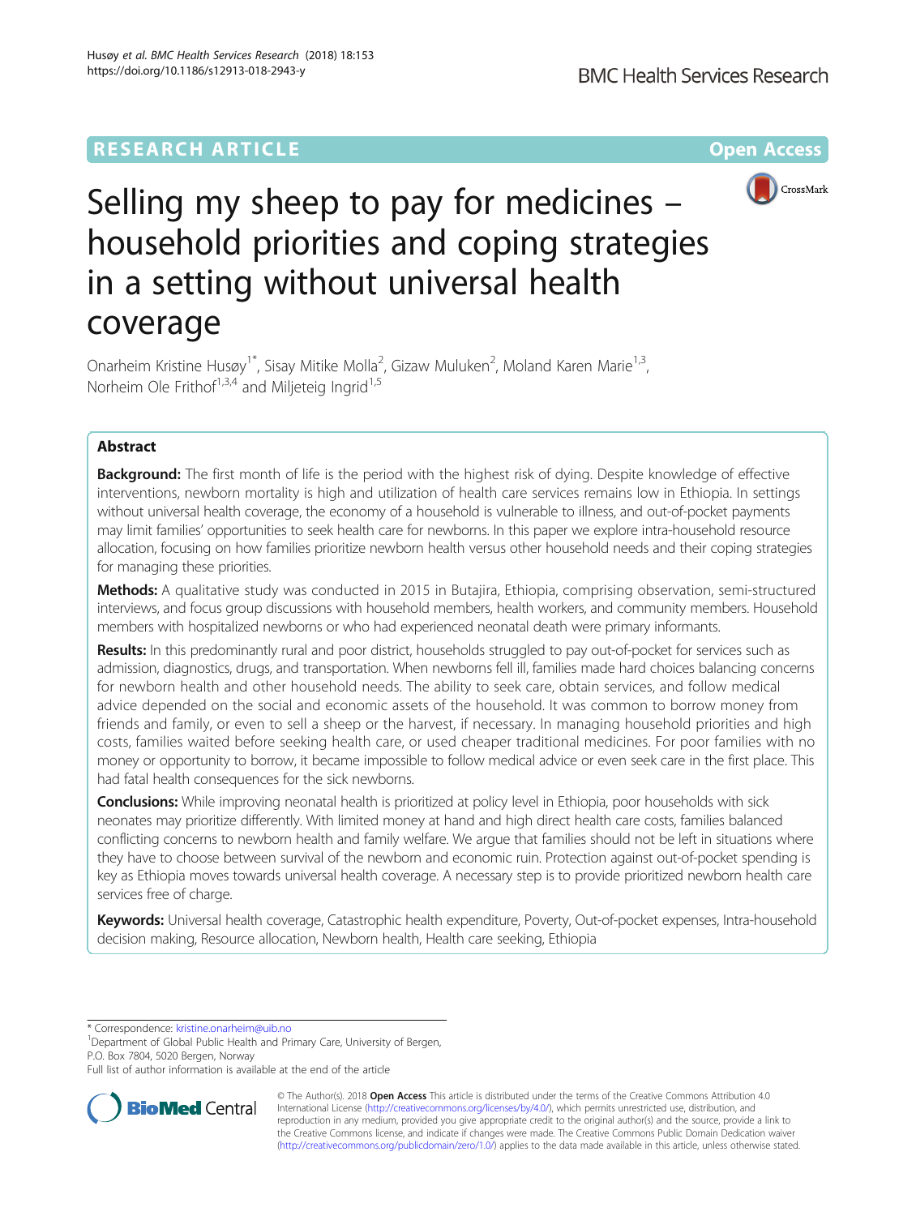RESEARCH ARTICLE

Open Access

# Selling my sheep to pay for medicines – household priorities and coping strategies in a setting without universal health coverage

Onarheim Kristine Husøy[1*], Sisay Mitike Molla[2], Gizaw Muluken[2], Moland Karen Marie[1,3], Norheim Ole Frithof[1,3,4] and Miljeteig Ingrid[1,5]

## Abstract

**Background:** The first month of life is the period with the highest risk of dying. Despite knowledge of effective interventions, newborn mortality is high and utilization of health care services remains low in Ethiopia. In settings without universal health coverage, the economy of a household is vulnerable to illness, and out-of-pocket payments may limit families' opportunities to seek health care for newborns. In this paper we explore intra-household resource allocation, focusing on how families prioritize newborn health versus other household needs and their coping strategies for managing these priorities.

**Methods:** A qualitative study was conducted in 2015 in Butajira, Ethiopia, comprising observation, semi-structured interviews, and focus group discussions with household members, health workers, and community members. Household members with hospitalized newborns or who had experienced neonatal death were primary informants.

**Results:** In this predominantly rural and poor district, households struggled to pay out-of-pocket for services such as admission, diagnostics, drugs, and transportation. When newborns fell ill, families made hard choices balancing concerns for newborn health and other household needs. The ability to seek care, obtain services, and follow medical advice depended on the social and economic assets of the household. It was common to borrow money from friends and family, or even to sell a sheep or the harvest, if necessary. In managing household priorities and high costs, families waited before seeking health care, or used cheaper traditional medicines. For poor families with no money or opportunity to borrow, it became impossible to follow medical advice or even seek care in the first place. This had fatal health consequences for the sick newborns.

**Conclusions:** While improving neonatal health is prioritized at policy level in Ethiopia, poor households with sick neonates may prioritize differently. With limited money at hand and high direct health care costs, families balanced conflicting concerns to newborn health and family welfare. We argue that families should not be left in situations where they have to choose between survival of the newborn and economic ruin. Protection against out-of-pocket spending is key as Ethiopia moves towards universal health coverage. A necessary step is to provide prioritized newborn health care services free of charge.

**Keywords:** Universal health coverage, Catastrophic health expenditure, Poverty, Out-of-pocket expenses, Intra-household decision making, Resource allocation, Newborn health, Health care seeking, Ethiopia

---

\* Correspondence: kristine.onarheim@uib.no
[1]Department of Global Public Health and Primary Care, University of Bergen, P.O. Box 7804, 5020 Bergen, Norway
Full list of author information is available at the end of the article

© The Author(s). 2018 **Open Access** This article is distributed under the terms of the Creative Commons Attribution 4.0 International License (http://creativecommons.org/licenses/by/4.0/), which permits unrestricted use, distribution, and reproduction in any medium, provided you give appropriate credit to the original author(s) and the source, provide a link to the Creative Commons license, and indicate if changes were made. The Creative Commons Public Domain Dedication waiver (http://creativecommons.org/publicdomain/zero/1.0/) applies to the data made available in this article, unless otherwise stated.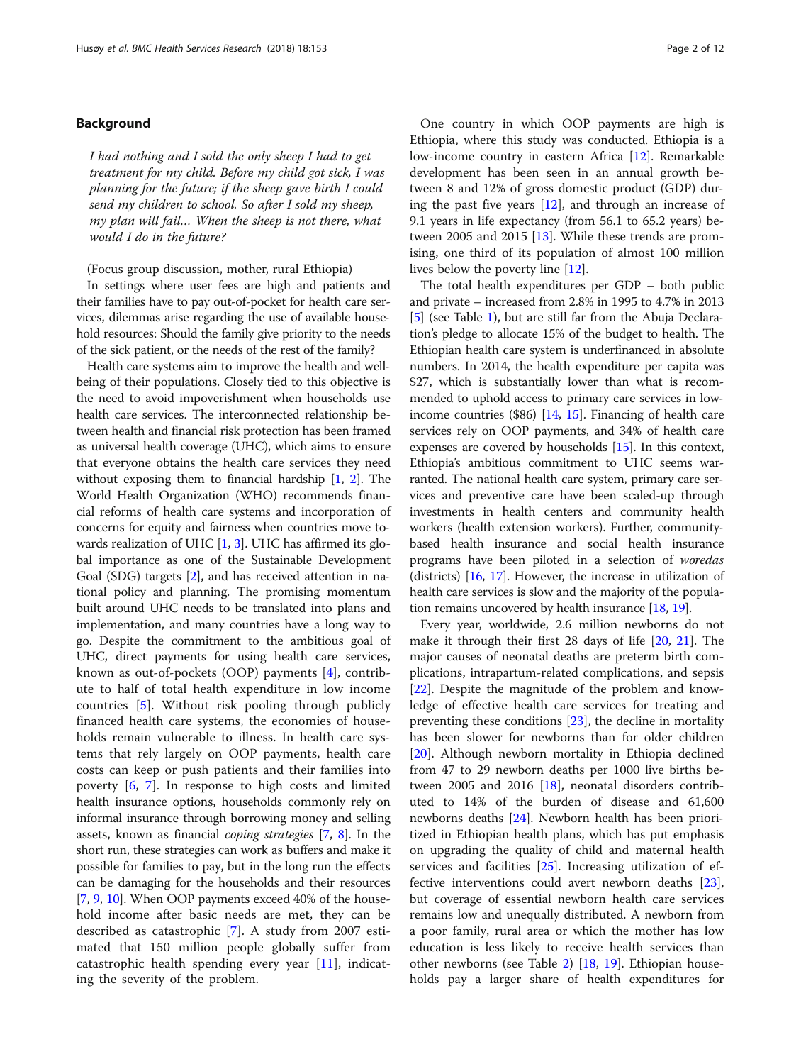## Background

*I had nothing and I sold the only sheep I had to get treatment for my child. Before my child got sick, I was planning for the future; if the sheep gave birth I could send my children to school. So after I sold my sheep, my plan will fail… When the sheep is not there, what would I do in the future?*

(Focus group discussion, mother, rural Ethiopia)

In settings where user fees are high and patients and their families have to pay out-of-pocket for health care services, dilemmas arise regarding the use of available household resources: Should the family give priority to the needs of the sick patient, or the needs of the rest of the family?

Health care systems aim to improve the health and well-being of their populations. Closely tied to this objective is the need to avoid impoverishment when households use health care services. The interconnected relationship between health and financial risk protection has been framed as universal health coverage (UHC), which aims to ensure that everyone obtains the health care services they need without exposing them to financial hardship [1, 2]. The World Health Organization (WHO) recommends financial reforms of health care systems and incorporation of concerns for equity and fairness when countries move towards realization of UHC [1, 3]. UHC has affirmed its global importance as one of the Sustainable Development Goal (SDG) targets [2], and has received attention in national policy and planning. The promising momentum built around UHC needs to be translated into plans and implementation, and many countries have a long way to go. Despite the commitment to the ambitious goal of UHC, direct payments for using health care services, known as out-of-pockets (OOP) payments [4], contribute to half of total health expenditure in low income countries [5]. Without risk pooling through publicly financed health care systems, the economies of households remain vulnerable to illness. In health care systems that rely largely on OOP payments, health care costs can keep or push patients and their families into poverty [6, 7]. In response to high costs and limited health insurance options, households commonly rely on informal insurance through borrowing money and selling assets, known as financial *coping strategies* [7, 8]. In the short run, these strategies can work as buffers and make it possible for families to pay, but in the long run the effects can be damaging for the households and their resources [7, 9, 10]. When OOP payments exceed 40% of the household income after basic needs are met, they can be described as catastrophic [7]. A study from 2007 estimated that 150 million people globally suffer from catastrophic health spending every year [11], indicating the severity of the problem.

One country in which OOP payments are high is Ethiopia, where this study was conducted. Ethiopia is a low-income country in eastern Africa [12]. Remarkable development has been seen in an annual growth between 8 and 12% of gross domestic product (GDP) during the past five years [12], and through an increase of 9.1 years in life expectancy (from 56.1 to 65.2 years) between 2005 and 2015 [13]. While these trends are promising, one third of its population of almost 100 million lives below the poverty line [12].

The total health expenditures per GDP – both public and private – increased from 2.8% in 1995 to 4.7% in 2013 [5] (see Table 1), but are still far from the Abuja Declaration's pledge to allocate 15% of the budget to health. The Ethiopian health care system is underfinanced in absolute numbers. In 2014, the health expenditure per capita was $27, which is substantially lower than what is recommended to uphold access to primary care services in low-income countries ($86) [14, 15]. Financing of health care services rely on OOP payments, and 34% of health care expenses are covered by households [15]. In this context, Ethiopia's ambitious commitment to UHC seems warranted. The national health care system, primary care services and preventive care have been scaled-up through investments in health centers and community health workers (health extension workers). Further, community-based health insurance and social health insurance programs have been piloted in a selection of *woredas* (districts) [16, 17]. However, the increase in utilization of health care services is slow and the majority of the population remains uncovered by health insurance [18, 19].

Every year, worldwide, 2.6 million newborns do not make it through their first 28 days of life [20, 21]. The major causes of neonatal deaths are preterm birth complications, intrapartum-related complications, and sepsis [22]. Despite the magnitude of the problem and knowledge of effective health care services for treating and preventing these conditions [23], the decline in mortality has been slower for newborns than for older children [20]. Although newborn mortality in Ethiopia declined from 47 to 29 newborn deaths per 1000 live births between 2005 and 2016 [18], neonatal disorders contributed to 14% of the burden of disease and 61,600 newborns deaths [24]. Newborn health has been prioritized in Ethiopian health plans, which has put emphasis on upgrading the quality of child and maternal health services and facilities [25]. Increasing utilization of effective interventions could avert newborn deaths [23], but coverage of essential newborn health care services remains low and unequally distributed. A newborn from a poor family, rural area or which the mother has low education is less likely to receive health services than other newborns (see Table 2) [18, 19]. Ethiopian households pay a larger share of health expenditures for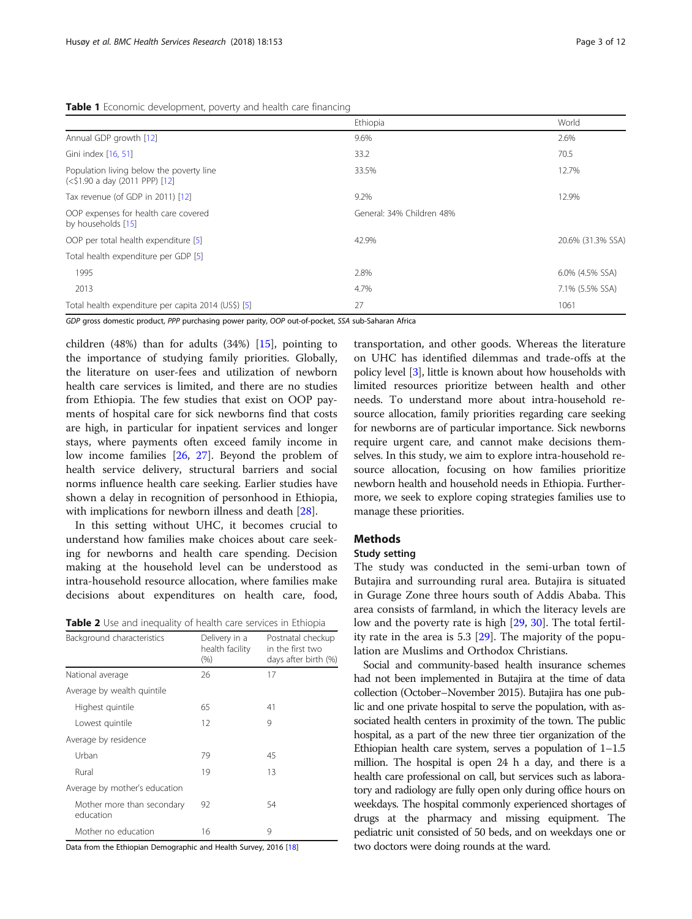**Table 1** Economic development, poverty and health care financing

| | Ethiopia | World |
|---|---|---|
| Annual GDP growth [12] | 9.6% | 2.6% |
| Gini index [16, 51] | 33.2 | 70.5 |
| Population living below the poverty line (<$1.90 a day (2011 PPP) [12] | 33.5% | 12.7% |
| Tax revenue (of GDP in 2011) [12] | 9.2% | 12.9% |
| OOP expenses for health care covered by households [15] | General: 34% Children 48% | |
| OOP per total health expenditure [5] | 42.9% | 20.6% (31.3% SSA) |
| Total health expenditure per GDP [5] | | |
| 1995 | 2.8% | 6.0% (4.5% SSA) |
| 2013 | 4.7% | 7.1% (5.5% SSA) |
| Total health expenditure per capita 2014 (US$) [5] | 27 | 1061 |

*GDP* gross domestic product, *PPP* purchasing power parity, *OOP* out-of-pocket, *SSA* sub-Saharan Africa

children (48%) than for adults (34%) [15], pointing to the importance of studying family priorities. Globally, the literature on user-fees and utilization of newborn health care services is limited, and there are no studies from Ethiopia. The few studies that exist on OOP payments of hospital care for sick newborns find that costs are high, in particular for inpatient services and longer stays, where payments often exceed family income in low income families [26, 27]. Beyond the problem of health service delivery, structural barriers and social norms influence health care seeking. Earlier studies have shown a delay in recognition of personhood in Ethiopia, with implications for newborn illness and death [28].

In this setting without UHC, it becomes crucial to understand how families make choices about care seeking for newborns and health care spending. Decision making at the household level can be understood as intra-household resource allocation, where families make decisions about expenditures on health care, food, transportation, and other goods. Whereas the literature on UHC has identified dilemmas and trade-offs at the policy level [3], little is known about how households with limited resources prioritize between health and other needs. To understand more about intra-household resource allocation, family priorities regarding care seeking for newborns are of particular importance. Sick newborns require urgent care, and cannot make decisions themselves. In this study, we aim to explore intra-household resource allocation, focusing on how families prioritize newborn health and household needs in Ethiopia. Furthermore, we seek to explore coping strategies families use to manage these priorities.

**Table 2** Use and inequality of health care services in Ethiopia

| Background characteristics | Delivery in a health facility (%) | Postnatal checkup in the first two days after birth (%) |
|---|---|---|
| National average | 26 | 17 |
| Average by wealth quintile | | |
| Highest quintile | 65 | 41 |
| Lowest quintile | 12 | 9 |
| Average by residence | | |
| Urban | 79 | 45 |
| Rural | 19 | 13 |
| Average by mother's education | | |
| Mother more than secondary education | 92 | 54 |
| Mother no education | 16 | 9 |

Data from the Ethiopian Demographic and Health Survey, 2016 [18]

## Methods

### Study setting

The study was conducted in the semi-urban town of Butajira and surrounding rural area. Butajira is situated in Gurage Zone three hours south of Addis Ababa. This area consists of farmland, in which the literacy levels are low and the poverty rate is high [29, 30]. The total fertility rate in the area is 5.3 [29]. The majority of the population are Muslims and Orthodox Christians.

Social and community-based health insurance schemes had not been implemented in Butajira at the time of data collection (October–November 2015). Butajira has one public and one private hospital to serve the population, with associated health centers in proximity of the town. The public hospital, as a part of the new three tier organization of the Ethiopian health care system, serves a population of 1–1.5 million. The hospital is open 24 h a day, and there is a health care professional on call, but services such as laboratory and radiology are fully open only during office hours on weekdays. The hospital commonly experienced shortages of drugs at the pharmacy and missing equipment. The pediatric unit consisted of 50 beds, and on weekdays one or two doctors were doing rounds at the ward.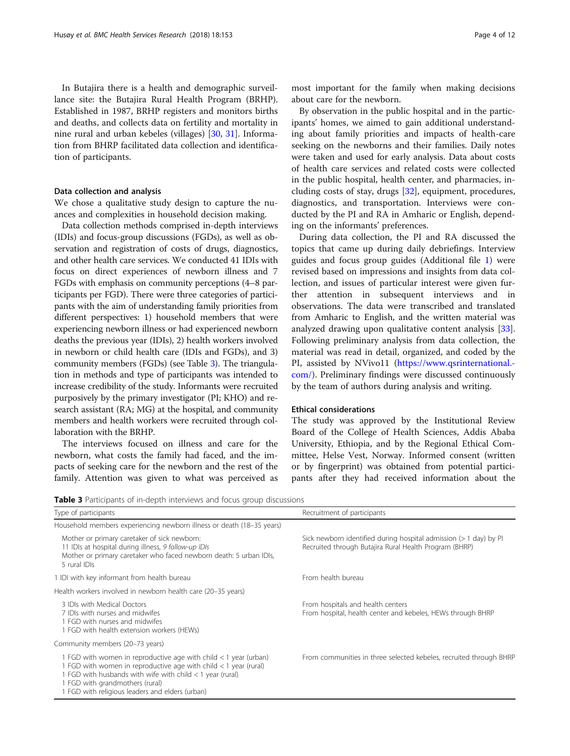In Butajira there is a health and demographic surveillance site: the Butajira Rural Health Program (BRHP). Established in 1987, BRHP registers and monitors births and deaths, and collects data on fertility and mortality in nine rural and urban kebeles (villages) [30, 31]. Information from BHRP facilitated data collection and identification of participants.

### Data collection and analysis

We chose a qualitative study design to capture the nuances and complexities in household decision making.

Data collection methods comprised in-depth interviews (IDIs) and focus-group discussions (FGDs), as well as observation and registration of costs of drugs, diagnostics, and other health care services. We conducted 41 IDIs with focus on direct experiences of newborn illness and 7 FGDs with emphasis on community perceptions (4–8 participants per FGD). There were three categories of participants with the aim of understanding family priorities from different perspectives: 1) household members that were experiencing newborn illness or had experienced newborn deaths the previous year (IDIs), 2) health workers involved in newborn or child health care (IDIs and FGDs), and 3) community members (FGDs) (see Table 3). The triangulation in methods and type of participants was intended to increase credibility of the study. Informants were recruited purposively by the primary investigator (PI; KHO) and research assistant (RA; MG) at the hospital, and community members and health workers were recruited through collaboration with the BRHP.

The interviews focused on illness and care for the newborn, what costs the family had faced, and the impacts of seeking care for the newborn and the rest of the family. Attention was given to what was perceived as most important for the family when making decisions about care for the newborn.

By observation in the public hospital and in the participants' homes, we aimed to gain additional understanding about family priorities and impacts of health-care seeking on the newborns and their families. Daily notes were taken and used for early analysis. Data about costs of health care services and related costs were collected in the public hospital, health center, and pharmacies, including costs of stay, drugs [32], equipment, procedures, diagnostics, and transportation. Interviews were conducted by the PI and RA in Amharic or English, depending on the informants' preferences.

During data collection, the PI and RA discussed the topics that came up during daily debriefings. Interview guides and focus group guides (Additional file 1) were revised based on impressions and insights from data collection, and issues of particular interest were given further attention in subsequent interviews and in observations. The data were transcribed and translated from Amharic to English, and the written material was analyzed drawing upon qualitative content analysis [33]. Following preliminary analysis from data collection, the material was read in detail, organized, and coded by the PI, assisted by NVivo11 (https://www.qsrinternational.com/). Preliminary findings were discussed continuously by the team of authors during analysis and writing.

### Ethical considerations

The study was approved by the Institutional Review Board of the College of Health Sciences, Addis Ababa University, Ethiopia, and by the Regional Ethical Committee, Helse Vest, Norway. Informed consent (written or by fingerprint) was obtained from potential participants after they had received information about the

**Table 3** Participants of in-depth interviews and focus group discussions

| Type of participants | Recruitment of participants |
|---|---|
| Household members experiencing newborn illness or death (18–35 years) | |
| Mother or primary caretaker of sick newborn:<br>11 IDIs at hospital during illness, *9 follow-up IDIs*<br>Mother or primary caretaker who faced newborn death: 5 urban IDIs, 5 rural IDIs | Sick newborn identified during hospital admission (> 1 day) by PI<br>Recruited through Butajira Rural Health Program (BRHP) |
| 1 IDI with key informant from health bureau | From health bureau |
| Health workers involved in newborn health care (20–35 years) | |
| 3 IDIs with Medical Doctors<br>7 IDIs with nurses and midwifes<br>1 FGD with nurses and midwifes<br>1 FGD with health extension workers (HEWs) | From hospitals and health centers<br>From hospital, health center and kebeles, HEWs through BHRP |
| Community members (20–73 years) | |
| 1 FGD with women in reproductive age with child < 1 year (urban)<br>1 FGD with women in reproductive age with child < 1 year (rural)<br>1 FGD with husbands with wife with child < 1 year (rural)<br>1 FGD with grandmothers (rural)<br>1 FGD with religious leaders and elders (urban) | From communities in three selected kebeles, recruited through BHRP |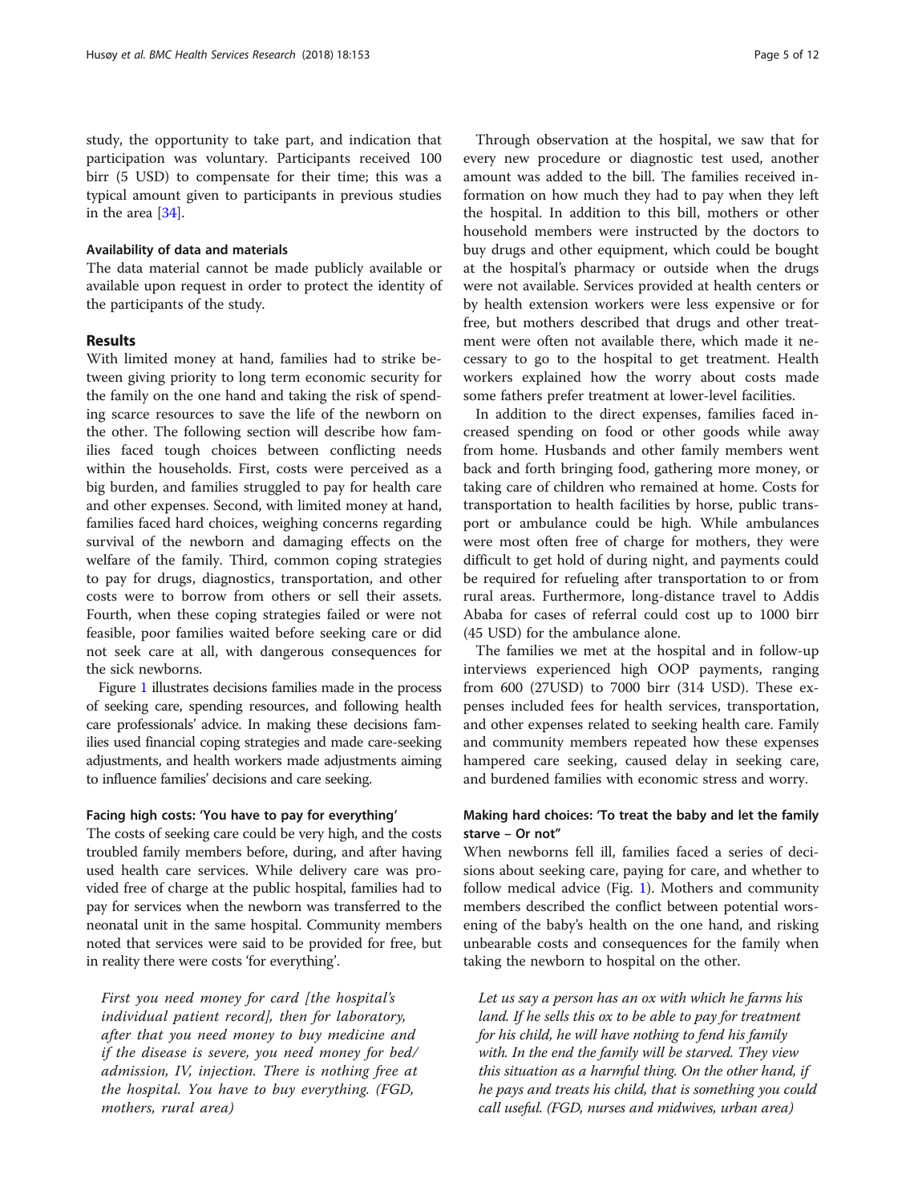study, the opportunity to take part, and indication that participation was voluntary. Participants received 100 birr (5 USD) to compensate for their time; this was a typical amount given to participants in previous studies in the area [34].

#### Availability of data and materials

The data material cannot be made publicly available or available upon request in order to protect the identity of the participants of the study.

## Results

With limited money at hand, families had to strike between giving priority to long term economic security for the family on the one hand and taking the risk of spending scarce resources to save the life of the newborn on the other. The following section will describe how families faced tough choices between conflicting needs within the households. First, costs were perceived as a big burden, and families struggled to pay for health care and other expenses. Second, with limited money at hand, families faced hard choices, weighing concerns regarding survival of the newborn and damaging effects on the welfare of the family. Third, common coping strategies to pay for drugs, diagnostics, transportation, and other costs were to borrow from others or sell their assets. Fourth, when these coping strategies failed or were not feasible, poor families waited before seeking care or did not seek care at all, with dangerous consequences for the sick newborns.

Figure 1 illustrates decisions families made in the process of seeking care, spending resources, and following health care professionals' advice. In making these decisions families used financial coping strategies and made care-seeking adjustments, and health workers made adjustments aiming to influence families' decisions and care seeking.

### Facing high costs: 'You have to pay for everything'

The costs of seeking care could be very high, and the costs troubled family members before, during, and after having used health care services. While delivery care was provided free of charge at the public hospital, families had to pay for services when the newborn was transferred to the neonatal unit in the same hospital. Community members noted that services were said to be provided for free, but in reality there were costs 'for everything'.

> *First you need money for card [the hospital's individual patient record], then for laboratory, after that you need money to buy medicine and if the disease is severe, you need money for bed/admission, IV, injection. There is nothing free at the hospital. You have to buy everything.* (FGD, mothers, rural area)

Through observation at the hospital, we saw that for every new procedure or diagnostic test used, another amount was added to the bill. The families received information on how much they had to pay when they left the hospital. In addition to this bill, mothers or other household members were instructed by the doctors to buy drugs and other equipment, which could be bought at the hospital's pharmacy or outside when the drugs were not available. Services provided at health centers or by health extension workers were less expensive or for free, but mothers described that drugs and other treatment were often not available there, which made it necessary to go to the hospital to get treatment. Health workers explained how the worry about costs made some fathers prefer treatment at lower-level facilities.

In addition to the direct expenses, families faced increased spending on food or other goods while away from home. Husbands and other family members went back and forth bringing food, gathering more money, or taking care of children who remained at home. Costs for transportation to health facilities by horse, public transport or ambulance could be high. While ambulances were most often free of charge for mothers, they were difficult to get hold of during night, and payments could be required for refueling after transportation to or from rural areas. Furthermore, long-distance travel to Addis Ababa for cases of referral could cost up to 1000 birr (45 USD) for the ambulance alone.

The families we met at the hospital and in follow-up interviews experienced high OOP payments, ranging from 600 (27USD) to 7000 birr (314 USD). These expenses included fees for health services, transportation, and other expenses related to seeking health care. Family and community members repeated how these expenses hampered care seeking, caused delay in seeking care, and burdened families with economic stress and worry.

### Making hard choices: 'To treat the baby and let the family starve – Or not"

When newborns fell ill, families faced a series of decisions about seeking care, paying for care, and whether to follow medical advice (Fig. 1). Mothers and community members described the conflict between potential worsening of the baby's health on the one hand, and risking unbearable costs and consequences for the family when taking the newborn to hospital on the other.

> *Let us say a person has an ox with which he farms his land. If he sells this ox to be able to pay for treatment for his child, he will have nothing to fend his family with. In the end the family will be starved. They view this situation as a harmful thing. On the other hand, if he pays and treats his child, that is something you could call useful.* (FGD, nurses and midwives, urban area)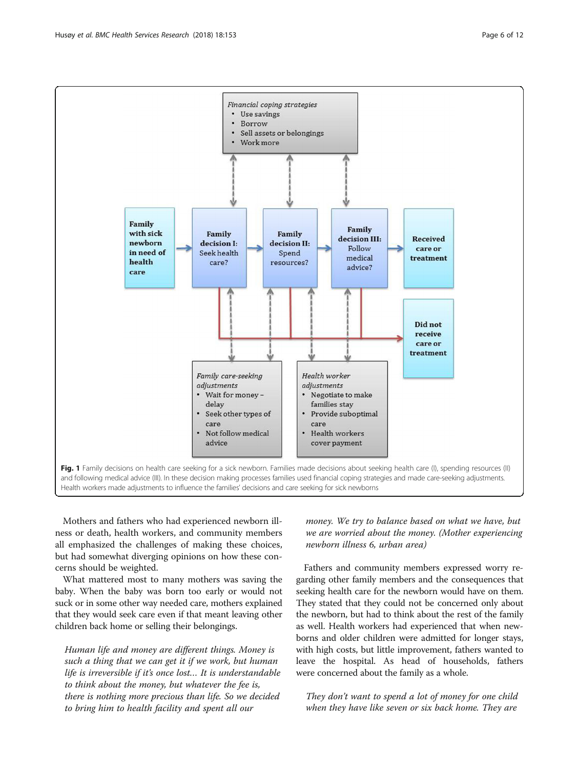*Financial coping strategies*
- Use savings
- Borrow
- Sell assets or belongings
- Work more

**Family with sick newborn in need of health care**

**Family decision I:** Seek health care?

**Family decision II:** Spend resources?

**Family decision III:** Follow medical advice?

**Received care or treatment**

**Did not receive care or treatment**

*Family care-seeking adjustments*
- Wait for money – delay
- Seek other types of care
- Not follow medical advice

*Health worker adjustments*
- Negotiate to make families stay
- Provide suboptimal care
- Health workers cover payment

**Fig. 1** Family decisions on health care seeking for a sick newborn. Families made decisions about seeking health care (I), spending resources (II) and following medical advice (III). In these decision making processes families used financial coping strategies and made care-seeking adjustments. Health workers made adjustments to influence the families' decisions and care seeking for sick newborns

Mothers and fathers who had experienced newborn illness or death, health workers, and community members all emphasized the challenges of making these choices, but had somewhat diverging opinions on how these concerns should be weighted.

What mattered most to many mothers was saving the baby. When the baby was born too early or would not suck or in some other way needed care, mothers explained that they would seek care even if that meant leaving other children back home or selling their belongings.

> *Human life and money are different things. Money is such a thing that we can get it if we work, but human life is irreversible if it's once lost… It is understandable to think about the money, but whatever the fee is, there is nothing more precious than life. So we decided to bring him to health facility and spent all our money. We try to balance based on what we have, but we are worried about the money. (Mother experiencing newborn illness 6, urban area)*

Fathers and community members expressed worry regarding other family members and the consequences that seeking health care for the newborn would have on them. They stated that they could not be concerned only about the newborn, but had to think about the rest of the family as well. Health workers had experienced that when newborns and older children were admitted for longer stays, with high costs, but little improvement, fathers wanted to leave the hospital. As head of households, fathers were concerned about the family as a whole.

> *They don't want to spend a lot of money for one child when they have like seven or six back home. They are*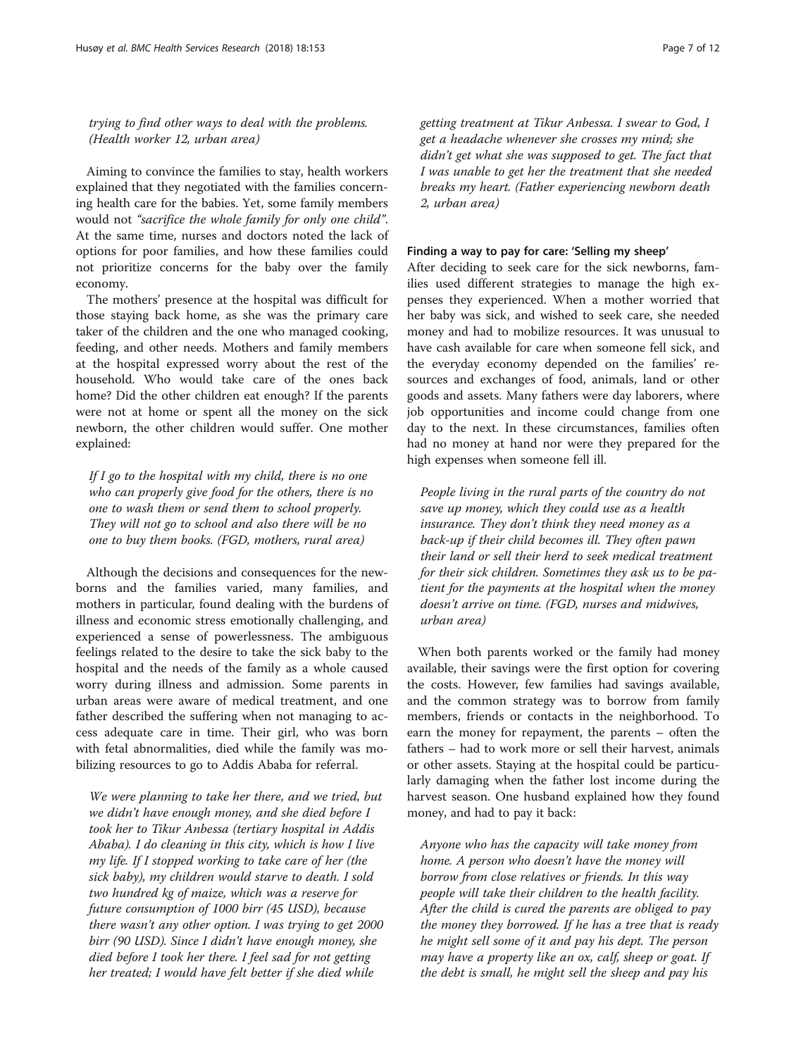*trying to find other ways to deal with the problems. (Health worker 12, urban area)*

Aiming to convince the families to stay, health workers explained that they negotiated with the families concerning health care for the babies. Yet, some family members would not *"sacrifice the whole family for only one child"*. At the same time, nurses and doctors noted the lack of options for poor families, and how these families could not prioritize concerns for the baby over the family economy.

The mothers' presence at the hospital was difficult for those staying back home, as she was the primary care taker of the children and the one who managed cooking, feeding, and other needs. Mothers and family members at the hospital expressed worry about the rest of the household. Who would take care of the ones back home? Did the other children eat enough? If the parents were not at home or spent all the money on the sick newborn, the other children would suffer. One mother explained:

> *If I go to the hospital with my child, there is no one who can properly give food for the others, there is no one to wash them or send them to school properly. They will not go to school and also there will be no one to buy them books. (FGD, mothers, rural area)*

Although the decisions and consequences for the newborns and the families varied, many families, and mothers in particular, found dealing with the burdens of illness and economic stress emotionally challenging, and experienced a sense of powerlessness. The ambiguous feelings related to the desire to take the sick baby to the hospital and the needs of the family as a whole caused worry during illness and admission. Some parents in urban areas were aware of medical treatment, and one father described the suffering when not managing to access adequate care in time. Their girl, who was born with fetal abnormalities, died while the family was mobilizing resources to go to Addis Ababa for referral.

> *We were planning to take her there, and we tried, but we didn't have enough money, and she died before I took her to Tikur Anbessa (tertiary hospital in Addis Ababa). I do cleaning in this city, which is how I live my life. If I stopped working to take care of her (the sick baby), my children would starve to death. I sold two hundred kg of maize, which was a reserve for future consumption of 1000 birr (45 USD), because there wasn't any other option. I was trying to get 2000 birr (90 USD). Since I didn't have enough money, she died before I took her there. I feel sad for not getting her treated; I would have felt better if she died while getting treatment at Tikur Anbessa. I swear to God, I get a headache whenever she crosses my mind; she didn't get what she was supposed to get. The fact that I was unable to get her the treatment that she needed breaks my heart. (Father experiencing newborn death 2, urban area)*

#### Finding a way to pay for care: 'Selling my sheep'

After deciding to seek care for the sick newborns, families used different strategies to manage the high expenses they experienced. When a mother worried that her baby was sick, and wished to seek care, she needed money and had to mobilize resources. It was unusual to have cash available for care when someone fell sick, and the everyday economy depended on the families' resources and exchanges of food, animals, land or other goods and assets. Many fathers were day laborers, where job opportunities and income could change from one day to the next. In these circumstances, families often had no money at hand nor were they prepared for the high expenses when someone fell ill.

> *People living in the rural parts of the country do not save up money, which they could use as a health insurance. They don't think they need money as a back-up if their child becomes ill. They often pawn their land or sell their herd to seek medical treatment for their sick children. Sometimes they ask us to be patient for the payments at the hospital when the money doesn't arrive on time. (FGD, nurses and midwives, urban area)*

When both parents worked or the family had money available, their savings were the first option for covering the costs. However, few families had savings available, and the common strategy was to borrow from family members, friends or contacts in the neighborhood. To earn the money for repayment, the parents – often the fathers – had to work more or sell their harvest, animals or other assets. Staying at the hospital could be particularly damaging when the father lost income during the harvest season. One husband explained how they found money, and had to pay it back:

> *Anyone who has the capacity will take money from home. A person who doesn't have the money will borrow from close relatives or friends. In this way people will take their children to the health facility. After the child is cured the parents are obliged to pay the money they borrowed. If he has a tree that is ready he might sell some of it and pay his dept. The person may have a property like an ox, calf, sheep or goat. If the debt is small, he might sell the sheep and pay his*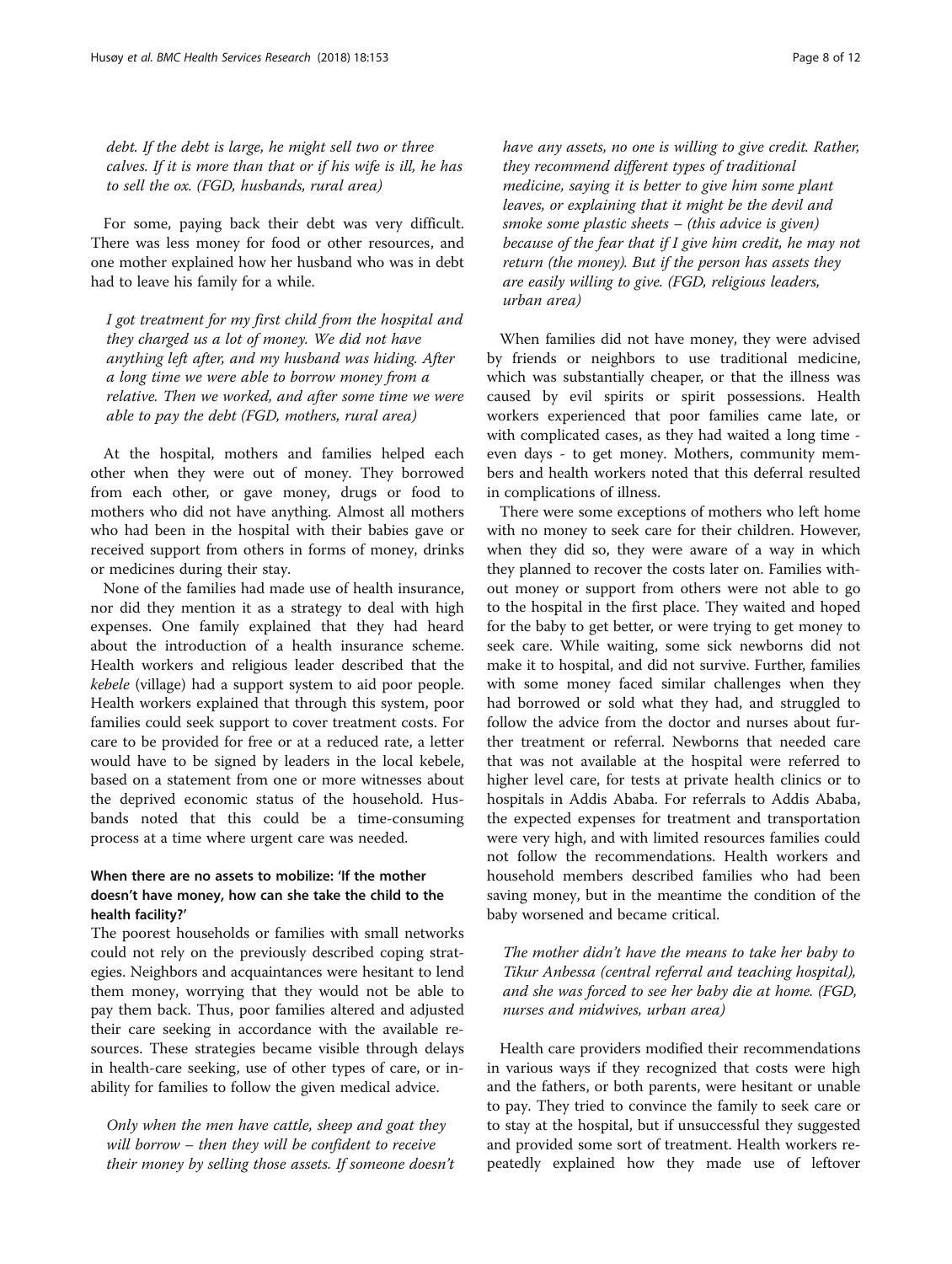*debt. If the debt is large, he might sell two or three calves. If it is more than that or if his wife is ill, he has to sell the ox. (FGD, husbands, rural area)*

For some, paying back their debt was very difficult. There was less money for food or other resources, and one mother explained how her husband who was in debt had to leave his family for a while.

> *I got treatment for my first child from the hospital and they charged us a lot of money. We did not have anything left after, and my husband was hiding. After a long time we were able to borrow money from a relative. Then we worked, and after some time we were able to pay the debt (FGD, mothers, rural area)*

At the hospital, mothers and families helped each other when they were out of money. They borrowed from each other, or gave money, drugs or food to mothers who did not have anything. Almost all mothers who had been in the hospital with their babies gave or received support from others in forms of money, drinks or medicines during their stay.

None of the families had made use of health insurance, nor did they mention it as a strategy to deal with high expenses. One family explained that they had heard about the introduction of a health insurance scheme. Health workers and religious leader described that the *kebele* (village) had a support system to aid poor people. Health workers explained that through this system, poor families could seek support to cover treatment costs. For care to be provided for free or at a reduced rate, a letter would have to be signed by leaders in the local kebele, based on a statement from one or more witnesses about the deprived economic status of the household. Husbands noted that this could be a time-consuming process at a time where urgent care was needed.

### When there are no assets to mobilize: 'If the mother doesn't have money, how can she take the child to the health facility?'

The poorest households or families with small networks could not rely on the previously described coping strategies. Neighbors and acquaintances were hesitant to lend them money, worrying that they would not be able to pay them back. Thus, poor families altered and adjusted their care seeking in accordance with the available resources. These strategies became visible through delays in health-care seeking, use of other types of care, or inability for families to follow the given medical advice.

> *Only when the men have cattle, sheep and goat they will borrow – then they will be confident to receive their money by selling those assets. If someone doesn't have any assets, no one is willing to give credit. Rather, they recommend different types of traditional medicine, saying it is better to give him some plant leaves, or explaining that it might be the devil and smoke some plastic sheets – (this advice is given) because of the fear that if I give him credit, he may not return (the money). But if the person has assets they are easily willing to give. (FGD, religious leaders, urban area)*

When families did not have money, they were advised by friends or neighbors to use traditional medicine, which was substantially cheaper, or that the illness was caused by evil spirits or spirit possessions. Health workers experienced that poor families came late, or with complicated cases, as they had waited a long time - even days - to get money. Mothers, community members and health workers noted that this deferral resulted in complications of illness.

There were some exceptions of mothers who left home with no money to seek care for their children. However, when they did so, they were aware of a way in which they planned to recover the costs later on. Families without money or support from others were not able to go to the hospital in the first place. They waited and hoped for the baby to get better, or were trying to get money to seek care. While waiting, some sick newborns did not make it to hospital, and did not survive. Further, families with some money faced similar challenges when they had borrowed or sold what they had, and struggled to follow the advice from the doctor and nurses about further treatment or referral. Newborns that needed care that was not available at the hospital were referred to higher level care, for tests at private health clinics or to hospitals in Addis Ababa. For referrals to Addis Ababa, the expected expenses for treatment and transportation were very high, and with limited resources families could not follow the recommendations. Health workers and household members described families who had been saving money, but in the meantime the condition of the baby worsened and became critical.

> *The mother didn't have the means to take her baby to Tikur Anbessa (central referral and teaching hospital), and she was forced to see her baby die at home. (FGD, nurses and midwives, urban area)*

Health care providers modified their recommendations in various ways if they recognized that costs were high and the fathers, or both parents, were hesitant or unable to pay. They tried to convince the family to seek care or to stay at the hospital, but if unsuccessful they suggested and provided some sort of treatment. Health workers repeatedly explained how they made use of leftover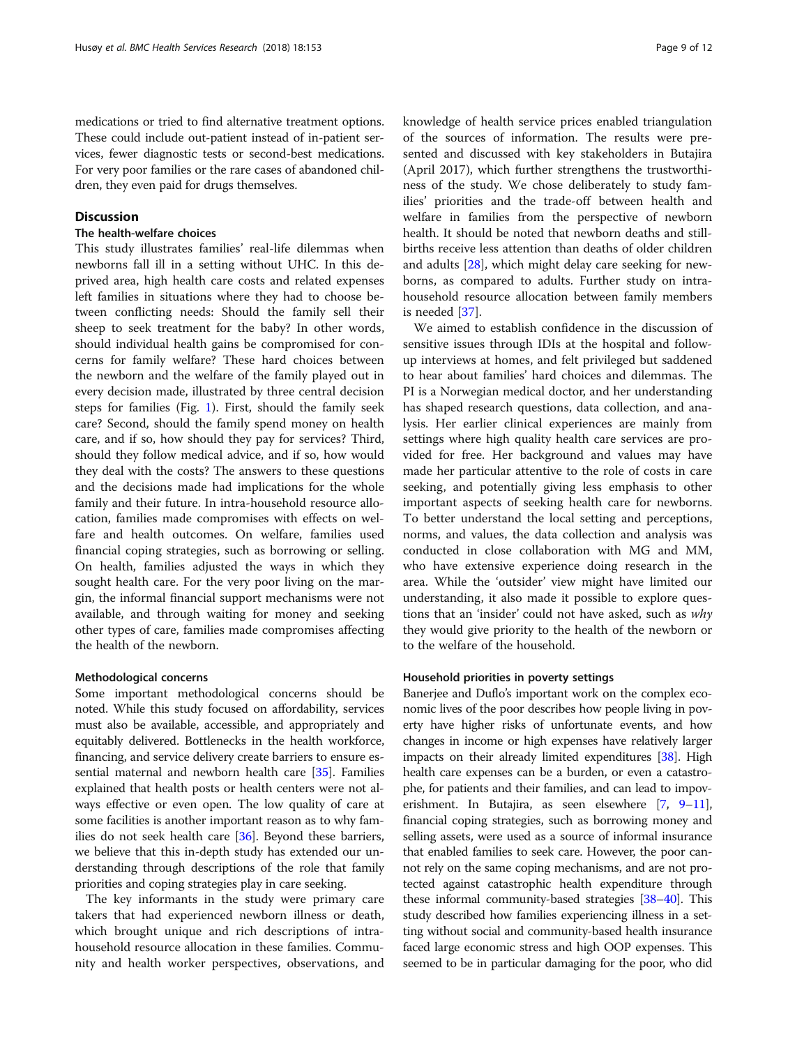medications or tried to find alternative treatment options. These could include out-patient instead of in-patient services, fewer diagnostic tests or second-best medications. For very poor families or the rare cases of abandoned children, they even paid for drugs themselves.

## Discussion

### The health-welfare choices

This study illustrates families' real-life dilemmas when newborns fall ill in a setting without UHC. In this deprived area, high health care costs and related expenses left families in situations where they had to choose between conflicting needs: Should the family sell their sheep to seek treatment for the baby? In other words, should individual health gains be compromised for concerns for family welfare? These hard choices between the newborn and the welfare of the family played out in every decision made, illustrated by three central decision steps for families (Fig. 1). First, should the family seek care? Second, should the family spend money on health care, and if so, how should they pay for services? Third, should they follow medical advice, and if so, how would they deal with the costs? The answers to these questions and the decisions made had implications for the whole family and their future. In intra-household resource allocation, families made compromises with effects on welfare and health outcomes. On welfare, families used financial coping strategies, such as borrowing or selling. On health, families adjusted the ways in which they sought health care. For the very poor living on the margin, the informal financial support mechanisms were not available, and through waiting for money and seeking other types of care, families made compromises affecting the health of the newborn.

### Methodological concerns

Some important methodological concerns should be noted. While this study focused on affordability, services must also be available, accessible, and appropriately and equitably delivered. Bottlenecks in the health workforce, financing, and service delivery create barriers to ensure essential maternal and newborn health care [35]. Families explained that health posts or health centers were not always effective or even open. The low quality of care at some facilities is another important reason as to why families do not seek health care [36]. Beyond these barriers, we believe that this in-depth study has extended our understanding through descriptions of the role that family priorities and coping strategies play in care seeking.

The key informants in the study were primary care takers that had experienced newborn illness or death, which brought unique and rich descriptions of intra-household resource allocation in these families. Community and health worker perspectives, observations, and knowledge of health service prices enabled triangulation of the sources of information. The results were presented and discussed with key stakeholders in Butajira (April 2017), which further strengthens the trustworthiness of the study. We chose deliberately to study families' priorities and the trade-off between health and welfare in families from the perspective of newborn health. It should be noted that newborn deaths and stillbirths receive less attention than deaths of older children and adults [28], which might delay care seeking for newborns, as compared to adults. Further study on intra-household resource allocation between family members is needed [37].

We aimed to establish confidence in the discussion of sensitive issues through IDIs at the hospital and follow-up interviews at homes, and felt privileged but saddened to hear about families' hard choices and dilemmas. The PI is a Norwegian medical doctor, and her understanding has shaped research questions, data collection, and analysis. Her earlier clinical experiences are mainly from settings where high quality health care services are provided for free. Her background and values may have made her particular attentive to the role of costs in care seeking, and potentially giving less emphasis to other important aspects of seeking health care for newborns. To better understand the local setting and perceptions, norms, and values, the data collection and analysis was conducted in close collaboration with MG and MM, who have extensive experience doing research in the area. While the 'outsider' view might have limited our understanding, it also made it possible to explore questions that an 'insider' could not have asked, such as *why* they would give priority to the health of the newborn or to the welfare of the household.

### Household priorities in poverty settings

Banerjee and Duflo's important work on the complex economic lives of the poor describes how people living in poverty have higher risks of unfortunate events, and how changes in income or high expenses have relatively larger impacts on their already limited expenditures [38]. High health care expenses can be a burden, or even a catastrophe, for patients and their families, and can lead to impoverishment. In Butajira, as seen elsewhere [7, 9–11], financial coping strategies, such as borrowing money and selling assets, were used as a source of informal insurance that enabled families to seek care. However, the poor cannot rely on the same coping mechanisms, and are not protected against catastrophic health expenditure through these informal community-based strategies [38–40]. This study described how families experiencing illness in a setting without social and community-based health insurance faced large economic stress and high OOP expenses. This seemed to be in particular damaging for the poor, who did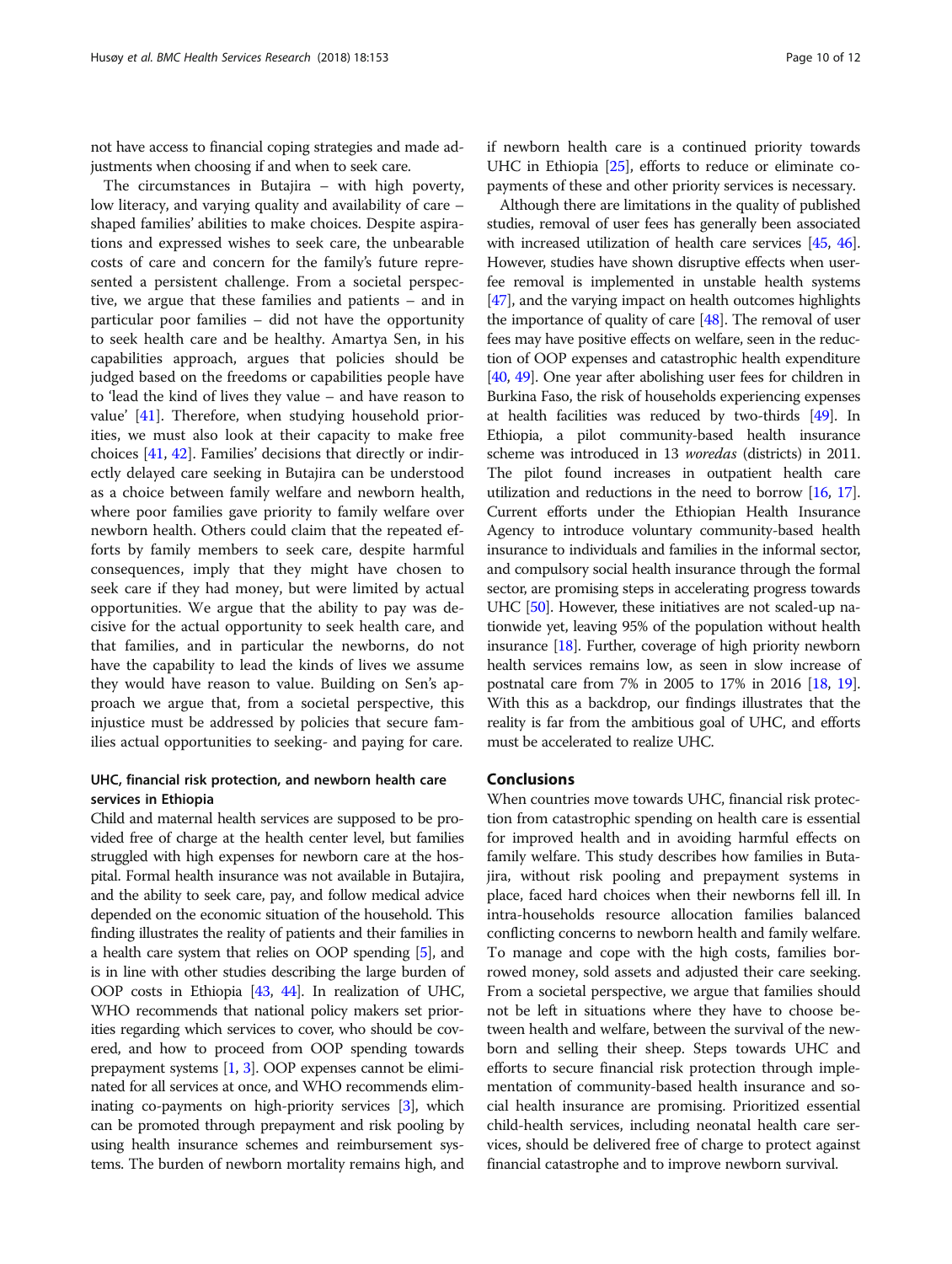not have access to financial coping strategies and made adjustments when choosing if and when to seek care.

The circumstances in Butajira – with high poverty, low literacy, and varying quality and availability of care – shaped families' abilities to make choices. Despite aspirations and expressed wishes to seek care, the unbearable costs of care and concern for the family's future represented a persistent challenge. From a societal perspective, we argue that these families and patients – and in particular poor families – did not have the opportunity to seek health care and be healthy. Amartya Sen, in his capabilities approach, argues that policies should be judged based on the freedoms or capabilities people have to 'lead the kind of lives they value – and have reason to value' [41]. Therefore, when studying household priorities, we must also look at their capacity to make free choices [41, 42]. Families' decisions that directly or indirectly delayed care seeking in Butajira can be understood as a choice between family welfare and newborn health, where poor families gave priority to family welfare over newborn health. Others could claim that the repeated efforts by family members to seek care, despite harmful consequences, imply that they might have chosen to seek care if they had money, but were limited by actual opportunities. We argue that the ability to pay was decisive for the actual opportunity to seek health care, and that families, and in particular the newborns, do not have the capability to lead the kinds of lives we assume they would have reason to value. Building on Sen's approach we argue that, from a societal perspective, this injustice must be addressed by policies that secure families actual opportunities to seeking- and paying for care.

### UHC, financial risk protection, and newborn health care services in Ethiopia

Child and maternal health services are supposed to be provided free of charge at the health center level, but families struggled with high expenses for newborn care at the hospital. Formal health insurance was not available in Butajira, and the ability to seek care, pay, and follow medical advice depended on the economic situation of the household. This finding illustrates the reality of patients and their families in a health care system that relies on OOP spending [5], and is in line with other studies describing the large burden of OOP costs in Ethiopia [43, 44]. In realization of UHC, WHO recommends that national policy makers set priorities regarding which services to cover, who should be covered, and how to proceed from OOP spending towards prepayment systems [1, 3]. OOP expenses cannot be eliminated for all services at once, and WHO recommends eliminating co-payments on high-priority services [3], which can be promoted through prepayment and risk pooling by using health insurance schemes and reimbursement systems. The burden of newborn mortality remains high, and if newborn health care is a continued priority towards UHC in Ethiopia [25], efforts to reduce or eliminate co-payments of these and other priority services is necessary.

Although there are limitations in the quality of published studies, removal of user fees has generally been associated with increased utilization of health care services [45, 46]. However, studies have shown disruptive effects when user-fee removal is implemented in unstable health systems [47], and the varying impact on health outcomes highlights the importance of quality of care [48]. The removal of user fees may have positive effects on welfare, seen in the reduction of OOP expenses and catastrophic health expenditure [40, 49]. One year after abolishing user fees for children in Burkina Faso, the risk of households experiencing expenses at health facilities was reduced by two-thirds [49]. In Ethiopia, a pilot community-based health insurance scheme was introduced in 13 *woredas* (districts) in 2011. The pilot found increases in outpatient health care utilization and reductions in the need to borrow [16, 17]. Current efforts under the Ethiopian Health Insurance Agency to introduce voluntary community-based health insurance to individuals and families in the informal sector, and compulsory social health insurance through the formal sector, are promising steps in accelerating progress towards UHC [50]. However, these initiatives are not scaled-up nationwide yet, leaving 95% of the population without health insurance [18]. Further, coverage of high priority newborn health services remains low, as seen in slow increase of postnatal care from 7% in 2005 to 17% in 2016 [18, 19]. With this as a backdrop, our findings illustrates that the reality is far from the ambitious goal of UHC, and efforts must be accelerated to realize UHC.

## Conclusions

When countries move towards UHC, financial risk protection from catastrophic spending on health care is essential for improved health and in avoiding harmful effects on family welfare. This study describes how families in Butajira, without risk pooling and prepayment systems in place, faced hard choices when their newborns fell ill. In intra-households resource allocation families balanced conflicting concerns to newborn health and family welfare. To manage and cope with the high costs, families borrowed money, sold assets and adjusted their care seeking. From a societal perspective, we argue that families should not be left in situations where they have to choose between health and welfare, between the survival of the newborn and selling their sheep. Steps towards UHC and efforts to secure financial risk protection through implementation of community-based health insurance and social health insurance are promising. Prioritized essential child-health services, including neonatal health care services, should be delivered free of charge to protect against financial catastrophe and to improve newborn survival.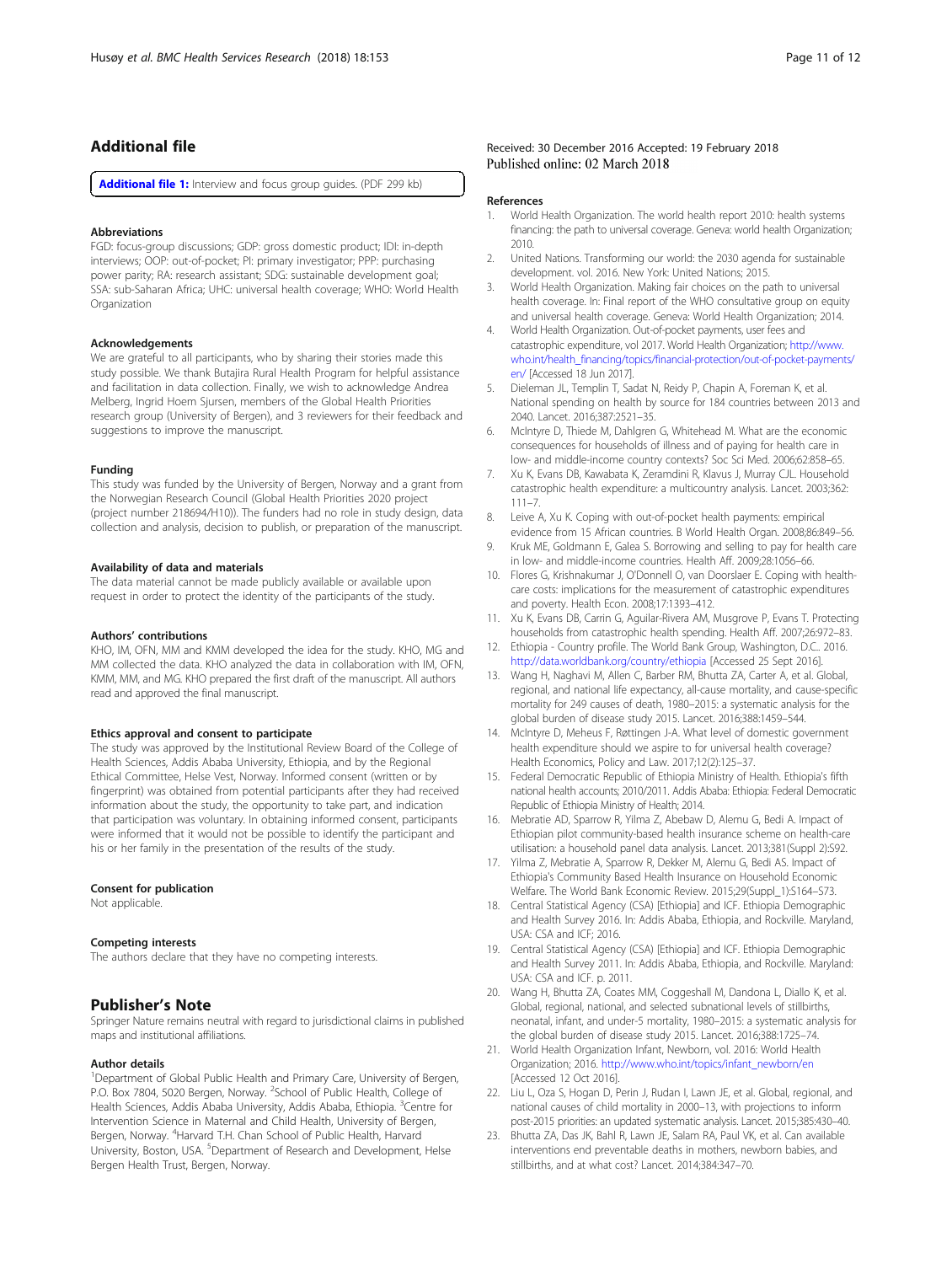## Additional file

**Additional file 1:** Interview and focus group guides. (PDF 299 kb)

### Abbreviations

FGD: focus-group discussions; GDP: gross domestic product; IDI: in-depth interviews; OOP: out-of-pocket; PI: primary investigator; PPP: purchasing power parity; RA: research assistant; SDG: sustainable development goal; SSA: sub-Saharan Africa; UHC: universal health coverage; WHO: World Health Organization

### Acknowledgements

We are grateful to all participants, who by sharing their stories made this study possible. We thank Butajira Rural Health Program for helpful assistance and facilitation in data collection. Finally, we wish to acknowledge Andrea Melberg, Ingrid Hoem Sjursen, members of the Global Health Priorities research group (University of Bergen), and 3 reviewers for their feedback and suggestions to improve the manuscript.

### Funding

This study was funded by the University of Bergen, Norway and a grant from the Norwegian Research Council (Global Health Priorities 2020 project (project number 218694/H10)). The funders had no role in study design, data collection and analysis, decision to publish, or preparation of the manuscript.

### Availability of data and materials

The data material cannot be made publicly available or available upon request in order to protect the identity of the participants of the study.

### Authors' contributions

KHO, IM, OFN, MM and KMM developed the idea for the study. KHO, MG and MM collected the data. KHO analyzed the data in collaboration with IM, OFN, KMM, MM, and MG. KHO prepared the first draft of the manuscript. All authors read and approved the final manuscript.

### Ethics approval and consent to participate

The study was approved by the Institutional Review Board of the College of Health Sciences, Addis Ababa University, Ethiopia, and by the Regional Ethical Committee, Helse Vest, Norway. Informed consent (written or by fingerprint) was obtained from potential participants after they had received information about the study, the opportunity to take part, and indication that participation was voluntary. In obtaining informed consent, participants were informed that it would not be possible to identify the participant and his or her family in the presentation of the results of the study.

### Consent for publication

Not applicable.

### Competing interests

The authors declare that they have no competing interests.

## Publisher's Note

Springer Nature remains neutral with regard to jurisdictional claims in published maps and institutional affiliations.

### Author details

[1]Department of Global Public Health and Primary Care, University of Bergen, P.O. Box 7804, 5020 Bergen, Norway. [2]School of Public Health, College of Health Sciences, Addis Ababa University, Addis Ababa, Ethiopia. [3]Centre for Intervention Science in Maternal and Child Health, University of Bergen, Bergen, Norway. [4]Harvard T.H. Chan School of Public Health, Harvard University, Boston, USA. [5]Department of Research and Development, Helse Bergen Health Trust, Bergen, Norway.

Received: 30 December 2016 Accepted: 19 February 2018
Published online: 02 March 2018

### References

1. World Health Organization. The world health report 2010: health systems financing: the path to universal coverage. Geneva: world health Organization; 2010.
2. United Nations. Transforming our world: the 2030 agenda for sustainable development. vol. 2016. New York: United Nations; 2015.
3. World Health Organization. Making fair choices on the path to universal health coverage. In: Final report of the WHO consultative group on equity and universal health coverage. Geneva: World Health Organization; 2014.
4. World Health Organization. Out-of-pocket payments, user fees and catastrophic expenditure, vol 2017. World Health Organization; http://www.who.int/health_financing/topics/financial-protection/out-of-pocket-payments/en/ [Accessed 18 Jun 2017].
5. Dieleman JL, Templin T, Sadat N, Reidy P, Chapin A, Foreman K, et al. National spending on health by source for 184 countries between 2013 and 2040. Lancet. 2016;387:2521–35.
6. McIntyre D, Thiede M, Dahlgren G, Whitehead M. What are the economic consequences for households of illness and of paying for health care in low- and middle-income country contexts? Soc Sci Med. 2006;62:858–65.
7. Xu K, Evans DB, Kawabata K, Zeramdini R, Klavus J, Murray CJL. Household catastrophic health expenditure: a multicountry analysis. Lancet. 2003;362: 111–7.
8. Leive A, Xu K. Coping with out-of-pocket health payments: empirical evidence from 15 African countries. B World Health Organ. 2008;86:849–56.
9. Kruk ME, Goldmann E, Galea S. Borrowing and selling to pay for health care in low- and middle-income countries. Health Aff. 2009;28:1056–66.
10. Flores G, Krishnakumar J, O'Donnell O, van Doorslaer E. Coping with health-care costs: implications for the measurement of catastrophic expenditures and poverty. Health Econ. 2008;17:1393–412.
11. Xu K, Evans DB, Carrin G, Aguilar-Rivera AM, Musgrove P, Evans T. Protecting households from catastrophic health spending. Health Aff. 2007;26:972–83.
12. Ethiopia - Country profile. The World Bank Group, Washington, D.C.. 2016. http://data.worldbank.org/country/ethiopia [Accessed 25 Sept 2016].
13. Wang H, Naghavi M, Allen C, Barber RM, Bhutta ZA, Carter A, et al. Global, regional, and national life expectancy, all-cause mortality, and cause-specific mortality for 249 causes of death, 1980–2015: a systematic analysis for the global burden of disease study 2015. Lancet. 2016;388:1459–544.
14. McIntyre D, Meheus F, Røttingen J-A. What level of domestic government health expenditure should we aspire to for universal health coverage? Health Economics, Policy and Law. 2017;12(2):125–37.
15. Federal Democratic Republic of Ethiopia Ministry of Health. Ethiopia's fifth national health accounts; 2010/2011. Addis Ababa: Ethiopia: Federal Democratic Republic of Ethiopia Ministry of Health; 2014.
16. Mebratie AD, Sparrow R, Yilma Z, Abebaw D, Alemu G, Bedi A. Impact of Ethiopian pilot community-based health insurance scheme on health-care utilisation: a household panel data analysis. Lancet. 2013;381(Suppl 2):S92.
17. Yilma Z, Mebratie A, Sparrow R, Dekker M, Alemu G, Bedi AS. Impact of Ethiopia's Community Based Health Insurance on Household Economic Welfare. The World Bank Economic Review. 2015;29(Suppl_1):S164–S73.
18. Central Statistical Agency (CSA) [Ethiopia] and ICF. Ethiopia Demographic and Health Survey 2016. In: Addis Ababa, Ethiopia, and Rockville. Maryland, USA: CSA and ICF; 2016.
19. Central Statistical Agency (CSA) [Ethiopia] and ICF. Ethiopia Demographic and Health Survey 2011. In: Addis Ababa, Ethiopia, and Rockville. Maryland: USA: CSA and ICF. p. 2011.
20. Wang H, Bhutta ZA, Coates MM, Coggeshall M, Dandona L, Diallo K, et al. Global, regional, national, and selected subnational levels of stillbirths, neonatal, infant, and under-5 mortality, 1980–2015: a systematic analysis for the global burden of disease study 2015. Lancet. 2016;388:1725–74.
21. World Health Organization Infant, Newborn, vol. 2016: World Health Organization; 2016. http://www.who.int/topics/infant_newborn/en [Accessed 12 Oct 2016].
22. Liu L, Oza S, Hogan D, Perin J, Rudan I, Lawn JE, et al. Global, regional, and national causes of child mortality in 2000–13, with projections to inform post-2015 priorities: an updated systematic analysis. Lancet. 2015;385:430–40.
23. Bhutta ZA, Das JK, Bahl R, Lawn JE, Salam RA, Paul VK, et al. Can available interventions end preventable deaths in mothers, newborn babies, and stillbirths, and at what cost? Lancet. 2014;384:347–70.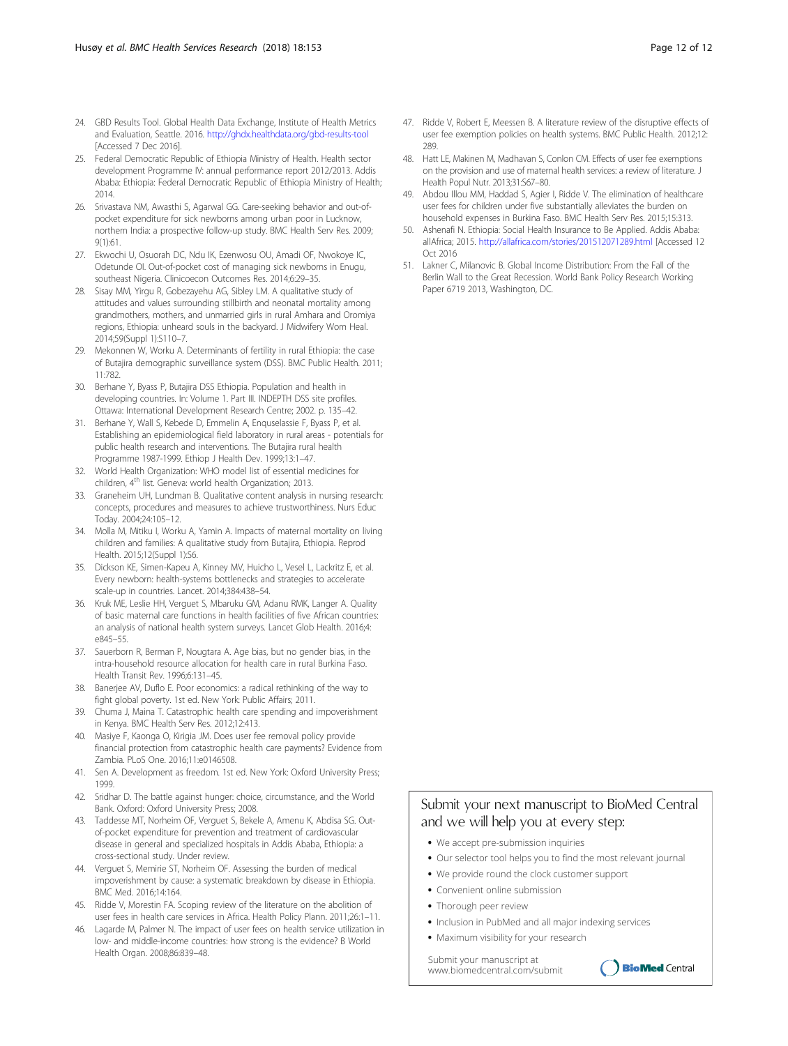24. GBD Results Tool. Global Health Data Exchange, Institute of Health Metrics and Evaluation, Seattle. 2016. http://ghdx.healthdata.org/gbd-results-tool [Accessed 7 Dec 2016].
25. Federal Democratic Republic of Ethiopia Ministry of Health. Health sector development Programme IV: annual performance report 2012/2013. Addis Ababa: Ethiopia: Federal Democratic Republic of Ethiopia Ministry of Health; 2014.
26. Srivastava NM, Awasthi S, Agarwal GG. Care-seeking behavior and out-of-pocket expenditure for sick newborns among urban poor in Lucknow, northern India: a prospective follow-up study. BMC Health Serv Res. 2009; 9(1):61.
27. Ekwochi U, Osuorah DC, Ndu IK, Ezenwosu OU, Amadi OF, Nwokoye IC, Odetunde OI. Out-of-pocket cost of managing sick newborns in Enugu, southeast Nigeria. Clinicoecon Outcomes Res. 2014;6:29–35.
28. Sisay MM, Yirgu R, Gobezayehu AG, Sibley LM. A qualitative study of attitudes and values surrounding stillbirth and neonatal mortality among grandmothers, mothers, and unmarried girls in rural Amhara and Oromiya regions, Ethiopia: unheard souls in the backyard. J Midwifery Wom Heal. 2014;59(Suppl 1):S110–7.
29. Mekonnen W, Worku A. Determinants of fertility in rural Ethiopia: the case of Butajira demographic surveillance system (DSS). BMC Public Health. 2011; 11:782.
30. Berhane Y, Byass P, Butajira DSS Ethiopia. Population and health in developing countries. In: Volume 1. Part III. INDEPTH DSS site profiles. Ottawa: International Development Research Centre; 2002. p. 135–42.
31. Berhane Y, Wall S, Kebede D, Emmelin A, Enquselassie F, Byass P, et al. Establishing an epidemiological field laboratory in rural areas - potentials for public health research and interventions. The Butajira rural health Programme 1987-1999. Ethiop J Health Dev. 1999;13:1–47.
32. World Health Organization: WHO model list of essential medicines for children, 4th list. Geneva: world health Organization; 2013.
33. Graneheim UH, Lundman B. Qualitative content analysis in nursing research: concepts, procedures and measures to achieve trustworthiness. Nurs Educ Today. 2004;24:105–12.
34. Molla M, Mitiku I, Worku A, Yamin A. Impacts of maternal mortality on living children and families: A qualitative study from Butajira, Ethiopia. Reprod Health. 2015;12(Suppl 1):S6.
35. Dickson KE, Simen-Kapeu A, Kinney MV, Huicho L, Vesel L, Lackritz E, et al. Every newborn: health-systems bottlenecks and strategies to accelerate scale-up in countries. Lancet. 2014;384:438–54.
36. Kruk ME, Leslie HH, Verguet S, Mbaruku GM, Adanu RMK, Langer A. Quality of basic maternal care functions in health facilities of five African countries: an analysis of national health system surveys. Lancet Glob Health. 2016;4: e845–55.
37. Sauerborn R, Berman P, Nougtara A. Age bias, but no gender bias, in the intra-household resource allocation for health care in rural Burkina Faso. Health Transit Rev. 1996;6:131–45.
38. Banerjee AV, Duflo E. Poor economics: a radical rethinking of the way to fight global poverty. 1st ed. New York: Public Affairs; 2011.
39. Chuma J, Maina T. Catastrophic health care spending and impoverishment in Kenya. BMC Health Serv Res. 2012;12:413.
40. Masiye F, Kaonga O, Kirigia JM. Does user fee removal policy provide financial protection from catastrophic health care payments? Evidence from Zambia. PLoS One. 2016;11:e0146508.
41. Sen A. Development as freedom. 1st ed. New York: Oxford University Press; 1999.
42. Sridhar D. The battle against hunger: choice, circumstance, and the World Bank. Oxford: Oxford University Press; 2008.
43. Taddesse MT, Norheim OF, Verguet S, Bekele A, Amenu K, Abdisa SG. Out-of-pocket expenditure for prevention and treatment of cardiovascular disease in general and specialized hospitals in Addis Ababa, Ethiopia: a cross-sectional study. Under review.
44. Verguet S, Memirie ST, Norheim OF. Assessing the burden of medical impoverishment by cause: a systematic breakdown by disease in Ethiopia. BMC Med. 2016;14:164.
45. Ridde V, Morestin FA. Scoping review of the literature on the abolition of user fees in health care services in Africa. Health Policy Plann. 2011;26:1–11.
46. Lagarde M, Palmer N. The impact of user fees on health service utilization in low- and middle-income countries: how strong is the evidence? B World Health Organ. 2008;86:839–48.
47. Ridde V, Robert E, Meessen B. A literature review of the disruptive effects of user fee exemption policies on health systems. BMC Public Health. 2012;12: 289.
48. Hatt LE, Makinen M, Madhavan S, Conlon CM. Effects of user fee exemptions on the provision and use of maternal health services: a review of literature. J Health Popul Nutr. 2013;31:S67–80.
49. Abdou Illou MM, Haddad S, Agier I, Ridde V. The elimination of healthcare user fees for children under five substantially alleviates the burden on household expenses in Burkina Faso. BMC Health Serv Res. 2015;15:313.
50. Ashenafi N. Ethiopia: Social Health Insurance to Be Applied. Addis Ababa: allAfrica; 2015. http://allafrica.com/stories/201512071289.html [Accessed 12 Oct 2016
51. Lakner C, Milanovic B. Global Income Distribution: From the Fall of the Berlin Wall to the Great Recession. World Bank Policy Research Working Paper 6719 2013, Washington, DC.

Submit your next manuscript to BioMed Central and we will help you at every step:

- We accept pre-submission inquiries
- Our selector tool helps you to find the most relevant journal
- We provide round the clock customer support
- Convenient online submission
- Thorough peer review
- Inclusion in PubMed and all major indexing services
- Maximum visibility for your research

Submit your manuscript at www.biomedcentral.com/submit

BioMed Central